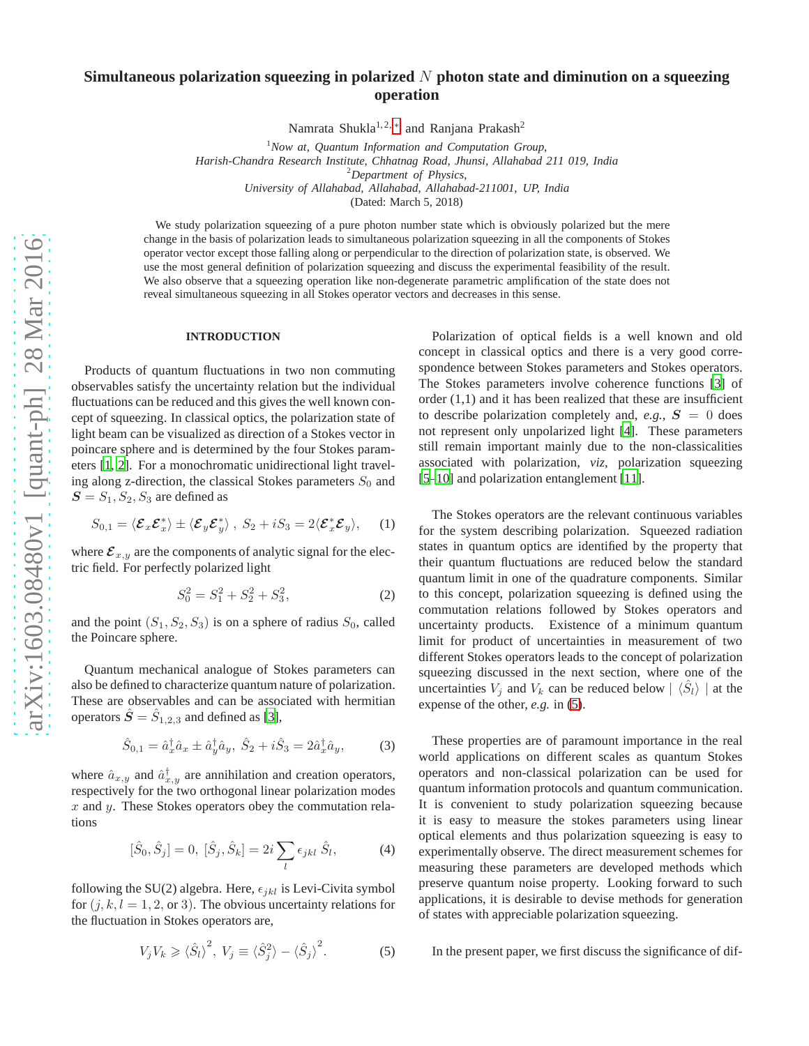# Simultaneous polarization squeezing in polarized $N$ photon state and diminution on a squeezing operation

Namrata Shukla[1,2,*] and Ranjana Prakash[2]

[1]*Now at, Quantum Information and Computation Group, Harish-Chandra Research Institute, Chhatnag Road, Jhunsi, Allahabad 211 019, India*

[2]*Department of Physics, University of Allahabad, Allahabad, Allahabad-211001, UP, India*

(Dated: March 5, 2018)

We study polarization squeezing of a pure photon number state which is obviously polarized but the mere change in the basis of polarization leads to simultaneous polarization squeezing in all the components of Stokes operator vector except those falling along or perpendicular to the direction of polarization state, is observed. We use the most general definition of polarization squeezing and discuss the experimental feasibility of the result. We also observe that a squeezing operation like non-degenerate parametric amplification of the state does not reveal simultaneous squeezing in all Stokes operator vectors and decreases in this sense.

## INTRODUCTION

Products of quantum fluctuations in two non commuting observables satisfy the uncertainty relation but the individual fluctuations can be reduced and this gives the well known concept of squeezing. In classical optics, the polarization state of light beam can be visualized as direction of a Stokes vector in poincare sphere and is determined by the four Stokes parameters [1, 2]. For a monochromatic unidirectional light traveling along z-direction, the classical Stokes parameters $S_0$ and $\boldsymbol{S} = S_1, S_2, S_3$ are defined as

$$S_{0,1} = \langle \boldsymbol{\mathcal{E}}_x \boldsymbol{\mathcal{E}}_x^* \rangle \pm \langle \boldsymbol{\mathcal{E}}_y \boldsymbol{\mathcal{E}}_y^* \rangle \,,\; S_2 + iS_3 = 2\langle \boldsymbol{\mathcal{E}}_x^* \boldsymbol{\mathcal{E}}_y \rangle, \quad (1)$$

where $\boldsymbol{\mathcal{E}}_{x,y}$ are the components of analytic signal for the electric field. For perfectly polarized light

$$S_0^2 = S_1^2 + S_2^2 + S_3^2, \quad (2)$$

and the point $(S_1, S_2, S_3)$ is on a sphere of radius $S_0$, called the Poincare sphere.

Quantum mechanical analogue of Stokes parameters can also be defined to characterize quantum nature of polarization. These are observables and can be associated with hermitian operators $\hat{\boldsymbol{S}} = \hat{S}_{1,2,3}$ and defined as [3],

$$\hat{S}_{0,1} = \hat{a}_x^\dagger \hat{a}_x \pm \hat{a}_y^\dagger \hat{a}_y,\; \hat{S}_2 + i\hat{S}_3 = 2\hat{a}_x^\dagger \hat{a}_y, \quad (3)$$

where $\hat{a}_{x,y}$ and $\hat{a}_{x,y}^\dagger$ are annihilation and creation operators, respectively for the two orthogonal linear polarization modes $x$ and $y$. These Stokes operators obey the commutation relations

$$[\hat{S}_0, \hat{S}_j] = 0,\; [\hat{S}_j, \hat{S}_k] = 2i \sum_l \epsilon_{jkl}\, \hat{S}_l, \quad (4)$$

following the SU(2) algebra. Here, $\epsilon_{jkl}$ is Levi-Civita symbol for $(j, k, l = 1, 2, \text{or } 3)$. The obvious uncertainty relations for the fluctuation in Stokes operators are,

$$V_j V_k \geqslant \langle \hat{S}_l \rangle^2,\; V_j \equiv \langle \hat{S}_j^2 \rangle - \langle \hat{S}_j \rangle^2. \quad (5)$$

Polarization of optical fields is a well known and old concept in classical optics and there is a very good correspondence between Stokes parameters and Stokes operators. The Stokes parameters involve coherence functions [3] of order (1,1) and it has been realized that these are insufficient to describe polarization completely and, *e.g.*, $\boldsymbol{S} = 0$ does not represent only unpolarized light [4]. These parameters still remain important mainly due to the non-classicalities associated with polarization, *viz*, polarization squeezing [5–10] and polarization entanglement [11].

The Stokes operators are the relevant continuous variables for the system describing polarization. Squeezed radiation states in quantum optics are identified by the property that their quantum fluctuations are reduced below the standard quantum limit in one of the quadrature components. Similar to this concept, polarization squeezing is defined using the commutation relations followed by Stokes operators and uncertainty products. Existence of a minimum quantum limit for product of uncertainties in measurement of two different Stokes operators leads to the concept of polarization squeezing discussed in the next section, where one of the uncertainties $V_j$ and $V_k$ can be reduced below $| \langle \hat{S}_l \rangle |$ at the expense of the other, *e.g.* in (5).

These properties are of paramount importance in the real world applications on different scales as quantum Stokes operators and non-classical polarization can be used for quantum information protocols and quantum communication. It is convenient to study polarization squeezing because it is easy to measure the stokes parameters using linear optical elements and thus polarization squeezing is easy to experimentally observe. The direct measurement schemes for measuring these parameters are developed methods which preserve quantum noise property. Looking forward to such applications, it is desirable to devise methods for generation of states with appreciable polarization squeezing.

In the present paper, we first discuss the significance of dif-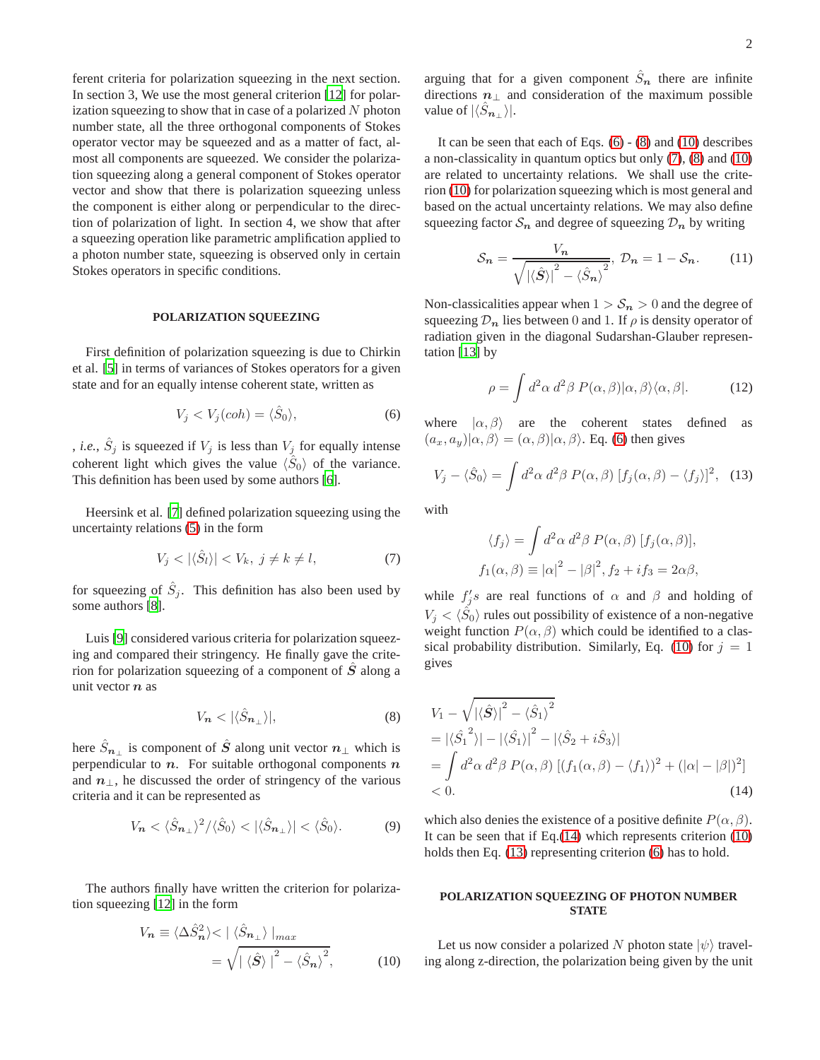ferent criteria for polarization squeezing in the next section. In section 3, We use the most general criterion [12] for polarization squeezing to show that in case of a polarized $N$ photon number state, all the three orthogonal components of Stokes operator vector may be squeezed and as a matter of fact, almost all components are squeezed. We consider the polarization squeezing along a general component of Stokes operator vector and show that there is polarization squeezing unless the component is either along or perpendicular to the direction of polarization of light. In section 4, we show that after a squeezing operation like parametric amplification applied to a photon number state, squeezing is observed only in certain Stokes operators in specific conditions.

## POLARIZATION SQUEEZING

First definition of polarization squeezing is due to Chirkin et al. [5] in terms of variances of Stokes operators for a given state and for an equally intense coherent state, written as

$$V_j < V_j(coh) = \langle \hat{S}_0 \rangle, \tag{6}$$

, *i.e.*, $\hat{S}_j$ is squeezed if $V_j$ is less than $V_j$ for equally intense coherent light which gives the value $\langle \hat{S}_0 \rangle$ of the variance. This definition has been used by some authors [6].

Heersink et al. [7] defined polarization squeezing using the uncertainty relations (5) in the form

$$V_j < |\langle \hat{S}_l \rangle| < V_k, \; j \neq k \neq l, \tag{7}$$

for squeezing of $\hat{S}_j$. This definition has also been used by some authors [8].

Luis [9] considered various criteria for polarization squeezing and compared their stringency. He finally gave the criterion for polarization squeezing of a component of $\hat{\boldsymbol{S}}$ along a unit vector $\boldsymbol{n}$ as

$$V_{\boldsymbol{n}} < |\langle \hat{S}_{\boldsymbol{n}_\perp} \rangle|, \tag{8}$$

here $\hat{S}_{\boldsymbol{n}_\perp}$ is component of $\hat{\boldsymbol{S}}$ along unit vector $\boldsymbol{n}_\perp$ which is perpendicular to $\boldsymbol{n}$. For suitable orthogonal components $\boldsymbol{n}$ and $\boldsymbol{n}_\perp$, he discussed the order of stringency of the various criteria and it can be represented as

$$V_{\boldsymbol{n}} < \langle \hat{S}_{\boldsymbol{n}_\perp} \rangle^2 / \langle \hat{S}_0 \rangle < |\langle \hat{S}_{\boldsymbol{n}_\perp} \rangle| < \langle \hat{S}_0 \rangle. \tag{9}$$

The authors finally have written the criterion for polarization squeezing [12] in the form

$$V_{\boldsymbol{n}} \equiv \langle \Delta \hat{S}_{\boldsymbol{n}}^2 \rangle < |\langle \hat{S}_{\boldsymbol{n}_\perp} \rangle|_{max} = \sqrt{|\langle \hat{\boldsymbol{S}} \rangle|^2 - \langle \hat{S}_{\boldsymbol{n}} \rangle^2}, \tag{10}$$

arguing that for a given component $\hat{S}_{\boldsymbol{n}}$ there are infinite directions $\boldsymbol{n}_\perp$ and consideration of the maximum possible value of $|\langle \hat{S}_{\boldsymbol{n}_\perp} \rangle|$.

It can be seen that each of Eqs. (6) - (8) and (10) describes a non-classicality in quantum optics but only (7), (8) and (10) are related to uncertainty relations. We shall use the criterion (10) for polarization squeezing which is most general and based on the actual uncertainty relations. We may also define squeezing factor $\mathcal{S}_{\boldsymbol{n}}$ and degree of squeezing $\mathcal{D}_{\boldsymbol{n}}$ by writing

$$\mathcal{S}_{\boldsymbol{n}} = \frac{V_{\boldsymbol{n}}}{\sqrt{|\langle \hat{\boldsymbol{S}} \rangle|^2 - \langle \hat{S}_{\boldsymbol{n}} \rangle^2}}, \; \mathcal{D}_{\boldsymbol{n}} = 1 - \mathcal{S}_{\boldsymbol{n}}. \tag{11}$$

Non-classicalities appear when $1 > \mathcal{S}_{\boldsymbol{n}} > 0$ and the degree of squeezing $\mathcal{D}_{\boldsymbol{n}}$ lies between 0 and 1. If $\rho$ is density operator of radiation given in the diagonal Sudarshan-Glauber representation [13] by

$$\rho = \int d^2\alpha \, d^2\beta \, P(\alpha, \beta) |\alpha, \beta\rangle\langle\alpha, \beta|. \tag{12}$$

where $|\alpha, \beta\rangle$ are the coherent states defined as $(a_x, a_y)|\alpha, \beta\rangle = (\alpha, \beta)|\alpha, \beta\rangle$. Eq. (6) then gives

$$V_j - \langle \hat{S}_0 \rangle = \int d^2\alpha \, d^2\beta \, P(\alpha, \beta) \, [f_j(\alpha, \beta) - \langle f_j \rangle]^2, \tag{13}$$

with

$$\langle f_j \rangle = \int d^2\alpha \, d^2\beta \, P(\alpha, \beta) \, [f_j(\alpha, \beta)],$$
$$f_1(\alpha, \beta) \equiv |\alpha|^2 - |\beta|^2, f_2 + i f_3 = 2\alpha\beta,$$

while $f_j's$ are real functions of $\alpha$ and $\beta$ and holding of $V_j < \langle \hat{S}_0 \rangle$ rules out possibility of existence of a non-negative weight function $P(\alpha, \beta)$ which could be identified to a classical probability distribution. Similarly, Eq. (10) for $j = 1$ gives

$$\begin{aligned} & V_1 - \sqrt{|\langle \hat{\boldsymbol{S}} \rangle|^2 - \langle \hat{S}_1 \rangle^2} \\ & = |\langle \hat{S}_1{}^2 \rangle| - |\langle \hat{S}_1 \rangle|^2 - |\langle \hat{S}_2 + i \hat{S}_3 \rangle| \\ & = \int d^2\alpha \, d^2\beta \, P(\alpha, \beta) \, [(f_1(\alpha, \beta) - \langle f_1 \rangle)^2 + (|\alpha| - |\beta|)^2] \\ & < 0. \end{aligned} \tag{14}$$

which also denies the existence of a positive definite $P(\alpha, \beta)$. It can be seen that if Eq.(14) which represents criterion (10) holds then Eq. (13) representing criterion (6) has to hold.

## POLARIZATION SQUEEZING OF PHOTON NUMBER STATE

Let us now consider a polarized $N$ photon state $|\psi\rangle$ traveling along z-direction, the polarization being given by the unit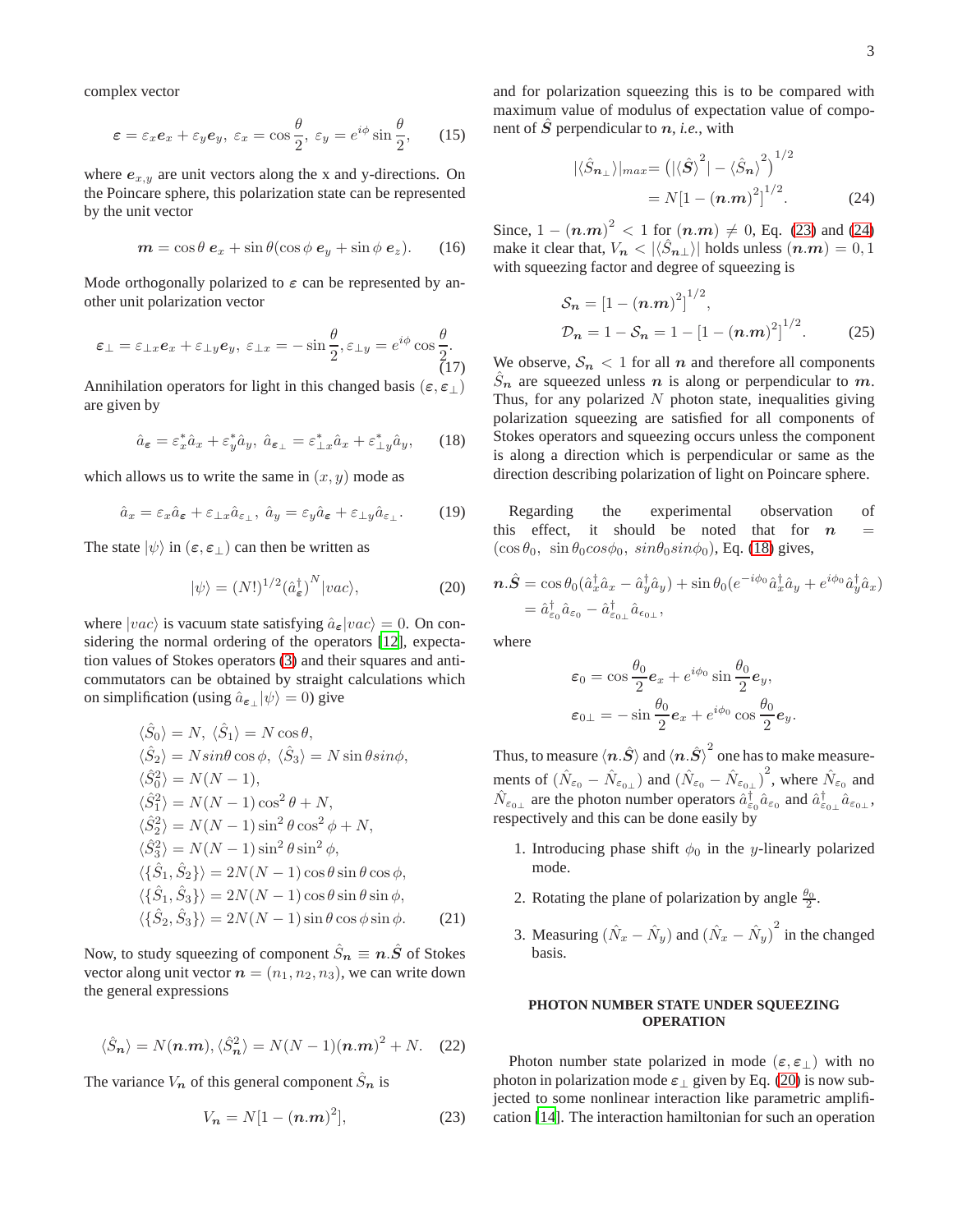complex vector

$$
\boldsymbol{\varepsilon} = \varepsilon_x \boldsymbol{e}_x + \varepsilon_y \boldsymbol{e}_y,\ \varepsilon_x = \cos\frac{\theta}{2},\ \varepsilon_y = e^{i\phi}\sin\frac{\theta}{2}, \tag{15}
$$

where $\boldsymbol{e}_{x,y}$ are unit vectors along the x and y-directions. On the Poincare sphere, this polarization state can be represented by the unit vector

$$
\boldsymbol{m} = \cos\theta\ \boldsymbol{e}_x + \sin\theta(\cos\phi\ \boldsymbol{e}_y + \sin\phi\ \boldsymbol{e}_z). \tag{16}
$$

Mode orthogonally polarized to $\boldsymbol{\varepsilon}$ can be represented by another unit polarization vector

$$
\boldsymbol{\varepsilon}_\perp = \varepsilon_{\perp x}\boldsymbol{e}_x + \varepsilon_{\perp y}\boldsymbol{e}_y,\ \varepsilon_{\perp x} = -\sin\frac{\theta}{2}, \varepsilon_{\perp y} = e^{i\phi}\cos\frac{\theta}{2}. \tag{17}
$$

Annihilation operators for light in this changed basis $(\boldsymbol{\varepsilon}, \boldsymbol{\varepsilon}_\perp)$ are given by

$$
\hat{a}_{\boldsymbol{\varepsilon}} = \varepsilon_x^* \hat{a}_x + \varepsilon_y^* \hat{a}_y,\ \hat{a}_{\boldsymbol{\varepsilon}_\perp} = \varepsilon_{\perp x}^* \hat{a}_x + \varepsilon_{\perp y}^* \hat{a}_y, \tag{18}
$$

which allows us to write the same in $(x, y)$ mode as

$$
\hat{a}_x = \varepsilon_x \hat{a}_{\boldsymbol{\varepsilon}} + \varepsilon_{\perp x}\hat{a}_{\varepsilon_\perp},\ \hat{a}_y = \varepsilon_y \hat{a}_{\boldsymbol{\varepsilon}} + \varepsilon_{\perp y}\hat{a}_{\varepsilon_\perp}. \tag{19}
$$

The state $|\psi\rangle$ in $(\boldsymbol{\varepsilon}, \boldsymbol{\varepsilon}_\perp)$ can then be written as

$$
|\psi\rangle = (N!)^{1/2}(\hat{a}_{\boldsymbol{\varepsilon}}^\dagger)^N |vac\rangle, \tag{20}
$$

where $|vac\rangle$ is vacuum state satisfying $\hat{a}_{\boldsymbol{\varepsilon}}|vac\rangle = 0$. On considering the normal ordering of the operators [12], expectation values of Stokes operators (3) and their squares and anti-commutators can be obtained by straight calculations which on simplification (using $\hat{a}_{\boldsymbol{\varepsilon}_\perp}|\psi\rangle = 0$) give

$$
\begin{aligned}
&\langle \hat{S}_0 \rangle = N,\ \langle \hat{S}_1 \rangle = N\cos\theta, \\
&\langle \hat{S}_2 \rangle = N sin\theta\cos\phi,\ \langle \hat{S}_3 \rangle = N\sin\theta sin\phi, \\
&\langle \hat{S}_0^2 \rangle = N(N-1), \\
&\langle \hat{S}_1^2 \rangle = N(N-1)\cos^2\theta + N, \\
&\langle \hat{S}_2^2 \rangle = N(N-1)\sin^2\theta\cos^2\phi + N, \\
&\langle \hat{S}_3^2 \rangle = N(N-1)\sin^2\theta\sin^2\phi, \\
&\langle \{\hat{S}_1, \hat{S}_2\} \rangle = 2N(N-1)\cos\theta\sin\theta\cos\phi, \\
&\langle \{\hat{S}_1, \hat{S}_3\} \rangle = 2N(N-1)\cos\theta\sin\theta\sin\phi, \\
&\langle \{\hat{S}_2, \hat{S}_3\} \rangle = 2N(N-1)\sin\theta\cos\phi\sin\phi.
\end{aligned} \tag{21}
$$

Now, to study squeezing of component $\hat{S}_{\boldsymbol{n}} \equiv \boldsymbol{n}.\hat{\boldsymbol{S}}$ of Stokes vector along unit vector $\boldsymbol{n} = (n_1, n_2, n_3)$, we can write down the general expressions

$$
\langle \hat{S}_{\boldsymbol{n}} \rangle = N(\boldsymbol{n}.\boldsymbol{m}), \langle \hat{S}_{\boldsymbol{n}}^2 \rangle = N(N-1)(\boldsymbol{n}.\boldsymbol{m})^2 + N. \tag{22}
$$

The variance $V_{\boldsymbol{n}}$ of this general component $\hat{S}_{\boldsymbol{n}}$ is

$$
V_{\boldsymbol{n}} = N[1 - (\boldsymbol{n}.\boldsymbol{m})^2], \tag{23}
$$

and for polarization squeezing this is to be compared with maximum value of modulus of expectation value of component of $\hat{\boldsymbol{S}}$ perpendicular to $\boldsymbol{n}$, *i.e.*, with

$$
\begin{aligned}
|\langle \hat{S}_{\boldsymbol{n}_\perp} \rangle|_{max} &= \left(|\langle \hat{\boldsymbol{S}} \rangle^2| - \langle \hat{S}_{\boldsymbol{n}} \rangle^2\right)^{1/2} \\
&= N[1 - (\boldsymbol{n}.\boldsymbol{m})^2]^{1/2}.
\end{aligned} \tag{24}
$$

Since, $1 - (\boldsymbol{n}.\boldsymbol{m})^2 < 1$ for $(\boldsymbol{n}.\boldsymbol{m}) \neq 0$, Eq. (23) and (24) make it clear that, $V_{\boldsymbol{n}} < |\langle \hat{S}_{\boldsymbol{n}\perp} \rangle|$ holds unless $(\boldsymbol{n}.\boldsymbol{m}) = 0, 1$ with squeezing factor and degree of squeezing is

$$
\begin{aligned}
&\mathcal{S}_{\boldsymbol{n}} = [1 - (\boldsymbol{n}.\boldsymbol{m})^2]^{1/2}, \\
&\mathcal{D}_{\boldsymbol{n}} = 1 - \mathcal{S}_{\boldsymbol{n}} = 1 - [1 - (\boldsymbol{n}.\boldsymbol{m})^2]^{1/2}.
\end{aligned} \tag{25}
$$

We observe, $\mathcal{S}_{\boldsymbol{n}} < 1$ for all $\boldsymbol{n}$ and therefore all components $\hat{S}_{\boldsymbol{n}}$ are squeezed unless $\boldsymbol{n}$ is along or perpendicular to $\boldsymbol{m}$. Thus, for any polarized $N$ photon state, inequalities giving polarization squeezing are satisfied for all components of Stokes operators and squeezing occurs unless the component is along a direction which is perpendicular or same as the direction describing polarization of light on Poincare sphere.

Regarding the experimental observation of this effect, it should be noted that for $\boldsymbol{n} = (\cos\theta_0,\ \sin\theta_0 cos\phi_0,\ sin\theta_0 sin\phi_0)$, Eq. (18) gives,

$$
\begin{aligned}
\boldsymbol{n}.\hat{\boldsymbol{S}} &= \cos\theta_0(\hat{a}_x^\dagger\hat{a}_x - \hat{a}_y^\dagger\hat{a}_y) + \sin\theta_0(e^{-i\phi_0}\hat{a}_x^\dagger\hat{a}_y + e^{i\phi_0}\hat{a}_y^\dagger\hat{a}_x) \\
&= \hat{a}_{\varepsilon_0}^\dagger\hat{a}_{\varepsilon_0} - \hat{a}_{\varepsilon_{0\perp}}^\dagger\hat{a}_{\epsilon_{0\perp}},
\end{aligned}
$$

where

$$
\begin{aligned}
&\boldsymbol{\varepsilon}_0 = \cos\frac{\theta_0}{2}\boldsymbol{e}_x + e^{i\phi_0}\sin\frac{\theta_0}{2}\boldsymbol{e}_y, \\
&\boldsymbol{\varepsilon}_{0\perp} = -\sin\frac{\theta_0}{2}\boldsymbol{e}_x + e^{i\phi_0}\cos\frac{\theta_0}{2}\boldsymbol{e}_y.
\end{aligned}
$$

Thus, to measure $\langle \boldsymbol{n}.\hat{\boldsymbol{S}} \rangle$ and $\langle \boldsymbol{n}.\hat{\boldsymbol{S}} \rangle^2$ one has to make measurements of $(\hat{N}_{\varepsilon_0} - \hat{N}_{\varepsilon_{0\perp}})$ and $(\hat{N}_{\varepsilon_0} - \hat{N}_{\varepsilon_{0\perp}})^2$, where $\hat{N}_{\varepsilon_0}$ and $\hat{N}_{\varepsilon_{0\perp}}$ are the photon number operators $\hat{a}_{\varepsilon_0}^\dagger\hat{a}_{\varepsilon_0}$ and $\hat{a}_{\varepsilon_{0\perp}}^\dagger\hat{a}_{\varepsilon_{0\perp}}$, respectively and this can be done easily by

1. Introducing phase shift $\phi_0$ in the $y$-linearly polarized mode.
2. Rotating the plane of polarization by angle $\frac{\theta_0}{2}$.
3. Measuring $(\hat{N}_x - \hat{N}_y)$ and $(\hat{N}_x - \hat{N}_y)^2$ in the changed basis.

## PHOTON NUMBER STATE UNDER SQUEEZING OPERATION

Photon number state polarized in mode $(\boldsymbol{\varepsilon}, \boldsymbol{\varepsilon}_\perp)$ with no photon in polarization mode $\boldsymbol{\varepsilon}_\perp$ given by Eq. (20) is now subjected to some nonlinear interaction like parametric amplification [14]. The interaction hamiltonian for such an operation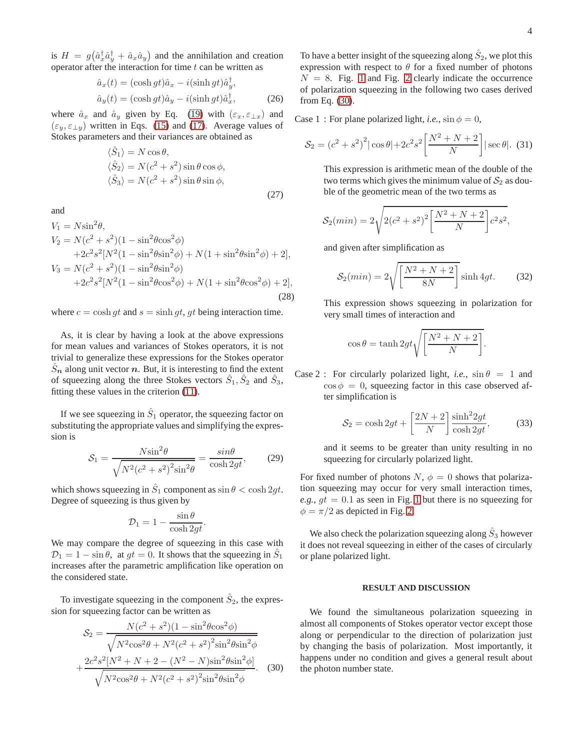is $H = g\left(\hat{a}_x^\dagger \hat{a}_y^\dagger + \hat{a}_x \hat{a}_y\right)$ and the annihilation and creation operator after the interaction for time $t$ can be written as

$$\hat{a}_x(t) = (\cosh gt)\hat{a}_x - i(\sinh gt)\hat{a}_y^\dagger,$$
$$\hat{a}_y(t) = (\cosh gt)\hat{a}_y - i(\sinh gt)\hat{a}_x^\dagger, \qquad (26)$$

where $\hat{a}_x$ and $\hat{a}_y$ given by Eq. (19) with $(\varepsilon_x, \varepsilon_{\perp x})$ and $(\varepsilon_y, \varepsilon_{\perp y})$ written in Eqs. (15) and (17). Average values of Stokes parameters and their variances are obtained as

$$\langle \hat{S}_1 \rangle = N\cos\theta,$$
$$\langle \hat{S}_2 \rangle = N(c^2+s^2)\sin\theta\cos\phi,$$
$$\langle \hat{S}_3 \rangle = N(c^2+s^2)\sin\theta\sin\phi, \qquad (27)$$

and

$$V_1 = N\sin^2\theta,$$
$$V_2 = N(c^2+s^2)(1-\sin^2\theta\cos^2\phi) + 2c^2s^2[N^2(1-\sin^2\theta\sin^2\phi) + N(1+\sin^2\theta\sin^2\phi)+2],$$
$$V_3 = N(c^2+s^2)(1-\sin^2\theta\sin^2\phi) + 2c^2s^2[N^2(1-\sin^2\theta\cos^2\phi) + N(1+\sin^2\theta\cos^2\phi)+2], \qquad (28)$$

where $c = \cosh gt$ and $s = \sinh gt$, $gt$ being interaction time.

As, it is clear by having a look at the above expressions for mean values and variances of Stokes operators, it is not trivial to generalize these expressions for the Stokes operator $\hat{S}_{\boldsymbol{n}}$ along unit vector $\boldsymbol{n}$. But, it is interesting to find the extent of squeezing along the three Stokes vectors $\hat{S}_1, \hat{S}_2$ and $\hat{S}_3$, fitting these values in the criterion (11).

If we see squeezing in $\hat{S}_1$ operator, the squeezing factor on substituting the appropriate values and simplifying the expression is

$$\mathcal{S}_1 = \frac{N\sin^2\theta}{\sqrt{N^2(c^2+s^2)^2\sin^2\theta}} = \frac{\sin\theta}{\cosh 2gt}, \qquad (29)$$

which shows squeezing in $\hat{S}_1$ component as $\sin\theta < \cosh 2gt$. Degree of squeezing is thus given by

$$\mathcal{D}_1 = 1 - \frac{\sin\theta}{\cosh 2gt}.$$

We may compare the degree of squeezing in this case with $\mathcal{D}_1 = 1 - \sin\theta$, at $gt = 0$. It shows that the squeezing in $\hat{S}_1$ increases after the parametric amplification like operation on the considered state.

To investigate squeezing in the component $\hat{S}_2$, the expression for squeezing factor can be written as

$$\mathcal{S}_2 = \frac{N(c^2+s^2)(1-\sin^2\theta\cos^2\phi)}{\sqrt{N^2\cos^2\theta + N^2(c^2+s^2)^2\sin^2\theta\sin^2\phi}} + \frac{2c^2s^2[N^2+N+2-(N^2-N)\sin^2\theta\sin^2\phi]}{\sqrt{N^2\cos^2\theta + N^2(c^2+s^2)^2\sin^2\theta\sin^2\phi}}. \qquad (30)$$

To have a better insight of the squeezing along $\hat{S}_2$, we plot this expression with respect to $\theta$ for a fixed number of photons $N = 8$. Fig. 1 and Fig. 2 clearly indicate the occurrence of polarization squeezing in the following two cases derived from Eq. (30).

Case 1 : For plane polarized light, *i.e.*, $\sin\phi = 0$,

$$\mathcal{S}_2 = (c^2+s^2)^2|\cos\theta| + 2c^2s^2\left[\frac{N^2+N+2}{N}\right]|\sec\theta|. \qquad (31)$$

This expression is arithmetic mean of the double of the two terms which gives the minimum value of $\mathcal{S}_2$ as double of the geometric mean of the two terms as

$$\mathcal{S}_2(min) = 2\sqrt{2(c^2+s^2)^2\left[\frac{N^2+N+2}{N}\right]c^2s^2},$$

and given after simplification as

$$\mathcal{S}_2(min) = 2\sqrt{\left[\frac{N^2+N+2}{8N}\right]}\sinh 4gt. \qquad (32)$$

This expression shows squeezing in polarization for very small times of interaction and

$$\cos\theta = \tanh 2gt\sqrt{\left[\frac{N^2+N+2}{N}\right]}.$$

Case 2 : For circularly polarized light, *i.e.*, $\sin\theta = 1$ and $\cos\phi = 0$, squeezing factor in this case observed after simplification is

$$\mathcal{S}_2 = \cosh 2gt + \left[\frac{2N+2}{N}\right]\frac{\sinh^2 2gt}{\cosh 2gt}, \qquad (33)$$

and it seems to be greater than unity resulting in no squeezing for circularly polarized light.

For fixed number of photons $N$, $\phi = 0$ shows that polarization squeezing may occur for very small interaction times, *e.g.*, $gt = 0.1$ as seen in Fig. 1 but there is no squeezing for $\phi = \pi/2$ as depicted in Fig. 2.

We also check the polarization squeezing along $\hat{S}_3$ however it does not reveal squeezing in either of the cases of circularly or plane polarized light.

## RESULT AND DISCUSSION

We found the simultaneous polarization squeezing in almost all components of Stokes operator vector except those along or perpendicular to the direction of polarization just by changing the basis of polarization. Most importantly, it happens under no condition and gives a general result about the photon number state.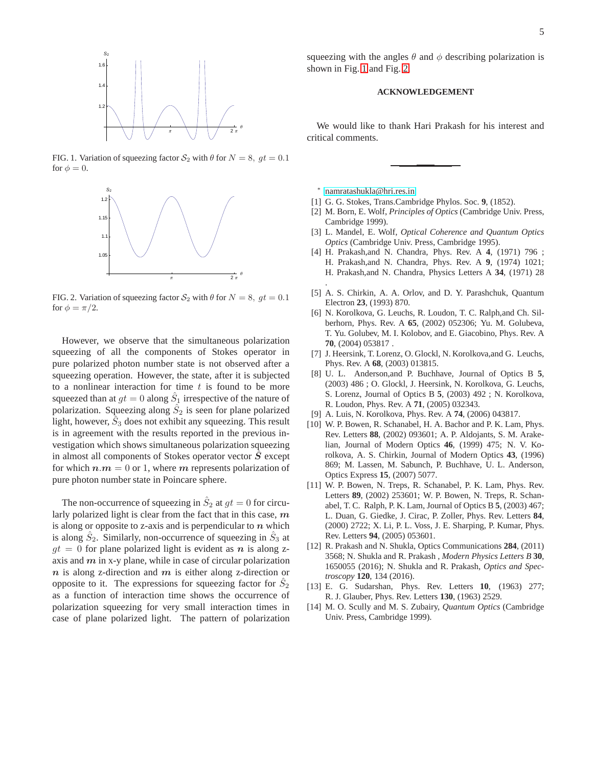$S_2$

1.6

1.4

1.2

$\pi$

$2\pi$

$\theta$

FIG. 1. Variation of squeezing factor $\mathcal{S}_2$ with $\theta$ for $N = 8,\ gt = 0.1$ for $\phi = 0$.

$S_2$

1.2

1.15

1.1

1.05

$\pi$

$2\pi$

$\theta$

FIG. 2. Variation of squeezing factor $\mathcal{S}_2$ with $\theta$ for $N = 8,\ gt = 0.1$ for $\phi = \pi/2$.

However, we observe that the simultaneous polarization squeezing of all the components of Stokes operator in pure polarized photon number state is not observed after a squeezing operation. However, the state, after it is subjected to a nonlinear interaction for time $t$ is found to be more squeezed than at $gt = 0$ along $\hat{S}_1$ irrespective of the nature of polarization. Squeezing along $\hat{S}_2$ is seen for plane polarized light, however, $\hat{S}_3$ does not exhibit any squeezing. This result is in agreement with the results reported in the previous investigation which shows simultaneous polarization squeezing in almost all components of Stokes operator vector $\hat{\boldsymbol{S}}$ except for which $\boldsymbol{n}.\boldsymbol{m} = 0$ or $1$, where $\boldsymbol{m}$ represents polarization of pure photon number state in Poincare sphere.

The non-occurrence of squeezing in $\hat{S}_2$ at $gt = 0$ for circularly polarized light is clear from the fact that in this case, $\boldsymbol{m}$ is along or opposite to z-axis and is perpendicular to $\boldsymbol{n}$ which is along $\hat{S}_2$. Similarly, non-occurrence of squeezing in $\hat{S}_3$ at $gt = 0$ for plane polarized light is evident as $\boldsymbol{n}$ is along z-axis and $\boldsymbol{m}$ in x-y plane, while in case of circular polarization $\boldsymbol{n}$ is along z-direction and $\boldsymbol{m}$ is either along z-direction or opposite to it. The expressions for squeezing factor for $\hat{S}_2$ as a function of interaction time shows the occurrence of polarization squeezing for very small interaction times in case of plane polarized light. The pattern of polarization squeezing with the angles $\theta$ and $\phi$ describing polarization is shown in Fig. 1 and Fig. 2.

## ACKNOWLEDGEMENT

We would like to thank Hari Prakash for his interest and critical comments.

---

* namratashukla@hri.res.in

[1] G. G. Stokes, Trans.Cambridge Phylos. Soc. **9**, (1852).

[2] M. Born, E. Wolf, *Principles of Optics* (Cambridge Univ. Press, Cambridge 1999).

[3] L. Mandel, E. Wolf, *Optical Coherence and Quantum Optics Optics* (Cambridge Univ. Press, Cambridge 1995).

[4] H. Prakash,and N. Chandra, Phys. Rev. A **4**, (1971) 796 ; H. Prakash,and N. Chandra, Phys. Rev. A **9**, (1974) 1021; H. Prakash,and N. Chandra, Physics Letters A **34**, (1971) 28 .

[5] A. S. Chirkin, A. A. Orlov, and D. Y. Parashchuk, Quantum Electron **23**, (1993) 870.

[6] N. Korolkova, G. Leuchs, R. Loudon, T. C. Ralph,and Ch. Silberhorn, Phys. Rev. A **65**, (2002) 052306; Yu. M. Golubeva, T. Yu. Golubev, M. I. Kolobov, and E. Giacobino, Phys. Rev. A **70**, (2004) 053817 .

[7] J. Heersink, T. Lorenz, O. Glockl, N. Korolkova,and G. Leuchs, Phys. Rev. A **68**, (2003) 013815.

[8] U. L. Anderson,and P. Buchhave, Journal of Optics B **5**, (2003) 486 ; O. Glockl, J. Heersink, N. Korolkova, G. Leuchs, S. Lorenz, Journal of Optics B **5**, (2003) 492 ; N. Korolkova, R. Loudon, Phys. Rev. A **71**, (2005) 032343.

[9] A. Luis, N. Korolkova, Phys. Rev. A **74**, (2006) 043817.

[10] W. P. Bowen, R. Schanabel, H. A. Bachor and P. K. Lam, Phys. Rev. Letters **88**, (2002) 093601; A. P. Aldojants, S. M. Arakelian, Journal of Modern Optics **46**, (1999) 475; N. V. Korolkova, A. S. Chirkin, Journal of Modern Optics **43**, (1996) 869; M. Lassen, M. Sabunch, P. Buchhave, U. L. Anderson, Optics Express **15**, (2007) 5077.

[11] W. P. Bowen, N. Treps, R. Schanabel, P. K. Lam, Phys. Rev. Letters **89**, (2002) 253601; W. P. Bowen, N. Treps, R. Schanabel, T. C. Ralph, P. K. Lam, Journal of Optics B **5**, (2003) 467; L. Duan, G. Giedke, J. Cirac, P. Zoller, Phys. Rev. Letters **84**, (2000) 2722; X. Li, P. L. Voss, J. E. Sharping, P. Kumar, Phys. Rev. Letters **94**, (2005) 053601.

[12] R. Prakash and N. Shukla, Optics Communications **284**, (2011) 3568; N. Shukla and R. Prakash , *Modern Physics Letters B* **30**, 1650055 (2016); N. Shukla and R. Prakash, *Optics and Spectroscopy* **120**, 134 (2016).

[13] E. G. Sudarshan, Phys. Rev. Letters **10**, (1963) 277; R. J. Glauber, Phys. Rev. Letters **130**, (1963) 2529.

[14] M. O. Scully and M. S. Zubairy, *Quantum Optics* (Cambridge Univ. Press, Cambridge 1999).